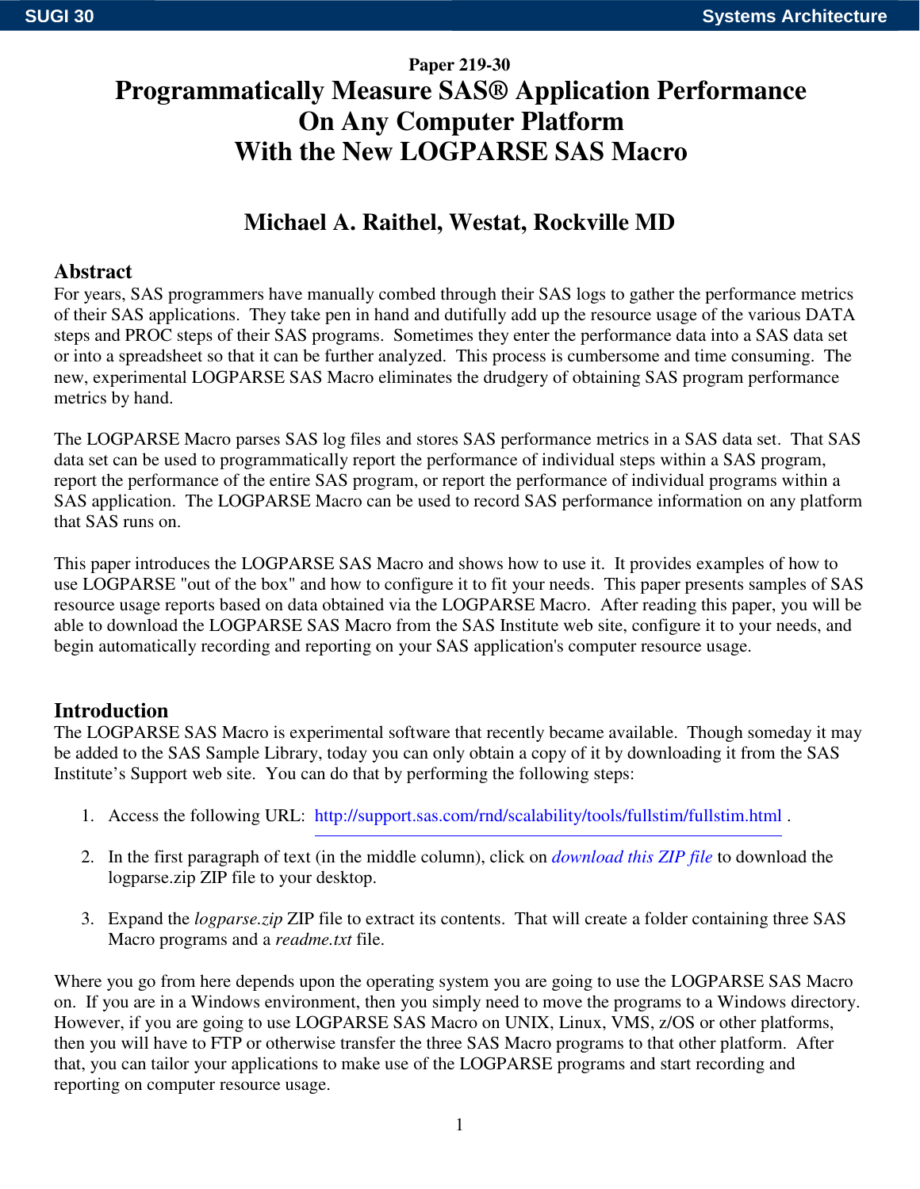Paper 219-30

# Programmatically Measure SAS® Application Performance On Any Computer Platform With the New LOGPARSE SAS Macro

**Michael A. Raithel, Westat, Rockville MD**

## Abstract

For years, SAS programmers have manually combed through their SAS logs to gather the performance metrics of their SAS applications. They take pen in hand and dutifully add up the resource usage of the various DATA steps and PROC steps of their SAS programs. Sometimes they enter the performance data into a SAS data set or into a spreadsheet so that it can be further analyzed. This process is cumbersome and time consuming. The new, experimental LOGPARSE SAS Macro eliminates the drudgery of obtaining SAS program performance metrics by hand.

The LOGPARSE Macro parses SAS log files and stores SAS performance metrics in a SAS data set. That SAS data set can be used to programmatically report the performance of individual steps within a SAS program, report the performance of the entire SAS program, or report the performance of individual programs within a SAS application. The LOGPARSE Macro can be used to record SAS performance information on any platform that SAS runs on.

This paper introduces the LOGPARSE SAS Macro and shows how to use it. It provides examples of how to use LOGPARSE "out of the box" and how to configure it to fit your needs. This paper presents samples of SAS resource usage reports based on data obtained via the LOGPARSE Macro. After reading this paper, you will be able to download the LOGPARSE SAS Macro from the SAS Institute web site, configure it to your needs, and begin automatically recording and reporting on your SAS application's computer resource usage.

## Introduction

The LOGPARSE SAS Macro is experimental software that recently became available. Though someday it may be added to the SAS Sample Library, today you can only obtain a copy of it by downloading it from the SAS Institute's Support web site. You can do that by performing the following steps:

1. Access the following URL: http://support.sas.com/rnd/scalability/tools/fullstim/fullstim.html .
2. In the first paragraph of text (in the middle column), click on *download this ZIP file* to download the logparse.zip ZIP file to your desktop.
3. Expand the *logparse.zip* ZIP file to extract its contents. That will create a folder containing three SAS Macro programs and a *readme.txt* file.

Where you go from here depends upon the operating system you are going to use the LOGPARSE SAS Macro on. If you are in a Windows environment, then you simply need to move the programs to a Windows directory. However, if you are going to use LOGPARSE SAS Macro on UNIX, Linux, VMS, z/OS or other platforms, then you will have to FTP or otherwise transfer the three SAS Macro programs to that other platform. After that, you can tailor your applications to make use of the LOGPARSE programs and start recording and reporting on computer resource usage.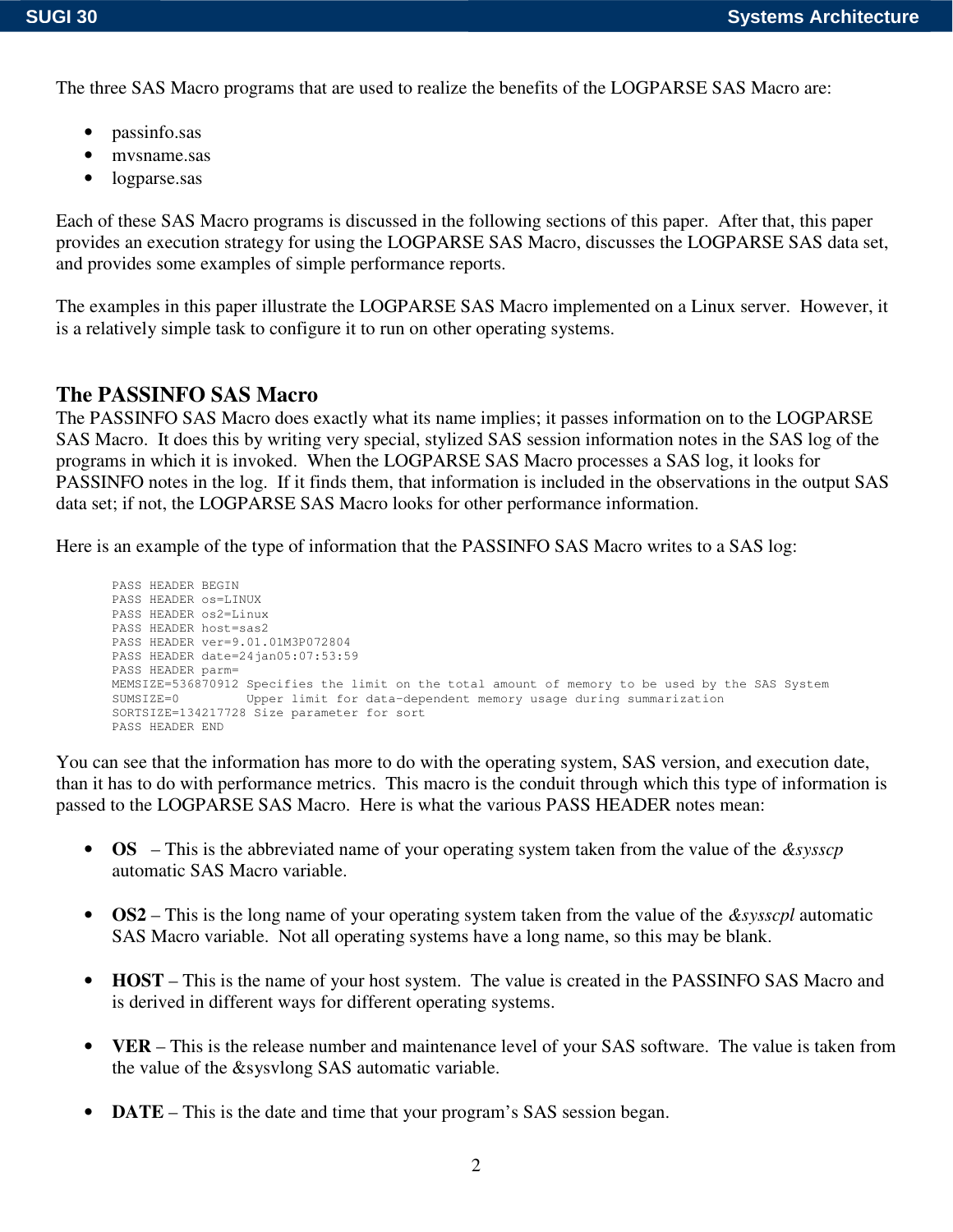The three SAS Macro programs that are used to realize the benefits of the LOGPARSE SAS Macro are:

- passinfo.sas
- mvsname.sas
- logparse.sas

Each of these SAS Macro programs is discussed in the following sections of this paper. After that, this paper provides an execution strategy for using the LOGPARSE SAS Macro, discusses the LOGPARSE SAS data set, and provides some examples of simple performance reports.

The examples in this paper illustrate the LOGPARSE SAS Macro implemented on a Linux server. However, it is a relatively simple task to configure it to run on other operating systems.

## The PASSINFO SAS Macro

The PASSINFO SAS Macro does exactly what its name implies; it passes information on to the LOGPARSE SAS Macro. It does this by writing very special, stylized SAS session information notes in the SAS log of the programs in which it is invoked. When the LOGPARSE SAS Macro processes a SAS log, it looks for PASSINFO notes in the log. If it finds them, that information is included in the observations in the output SAS data set; if not, the LOGPARSE SAS Macro looks for other performance information.

Here is an example of the type of information that the PASSINFO SAS Macro writes to a SAS log:

```
PASS HEADER BEGIN
PASS HEADER os=LINUX
PASS HEADER os2=Linux
PASS HEADER host=sas2
PASS HEADER ver=9.01.01M3P072804
PASS HEADER date=24jan05:07:53:59
PASS HEADER parm=
MEMSIZE=536870912 Specifies the limit on the total amount of memory to be used by the SAS System
SUMSIZE=0         Upper limit for data-dependent memory usage during summarization
SORTSIZE=134217728 Size parameter for sort
PASS HEADER END
```

You can see that the information has more to do with the operating system, SAS version, and execution date, than it has to do with performance metrics. This macro is the conduit through which this type of information is passed to the LOGPARSE SAS Macro. Here is what the various PASS HEADER notes mean:

- **OS** – This is the abbreviated name of your operating system taken from the value of the *&sysscp* automatic SAS Macro variable.

- **OS2** – This is the long name of your operating system taken from the value of the *&sysscpl* automatic SAS Macro variable. Not all operating systems have a long name, so this may be blank.

- **HOST** – This is the name of your host system. The value is created in the PASSINFO SAS Macro and is derived in different ways for different operating systems.

- **VER** – This is the release number and maintenance level of your SAS software. The value is taken from the value of the &sysvlong SAS automatic variable.

- **DATE** – This is the date and time that your program's SAS session began.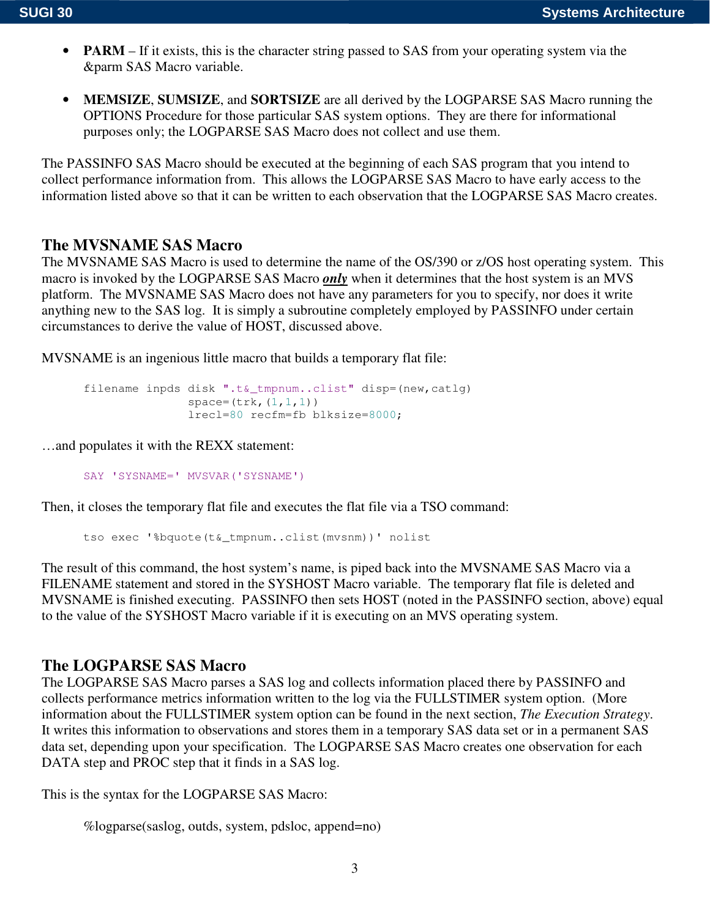- **PARM** – If it exists, this is the character string passed to SAS from your operating system via the &parm SAS Macro variable.

- **MEMSIZE**, **SUMSIZE**, and **SORTSIZE** are all derived by the LOGPARSE SAS Macro running the OPTIONS Procedure for those particular SAS system options. They are there for informational purposes only; the LOGPARSE SAS Macro does not collect and use them.

The PASSINFO SAS Macro should be executed at the beginning of each SAS program that you intend to collect performance information from. This allows the LOGPARSE SAS Macro to have early access to the information listed above so that it can be written to each observation that the LOGPARSE SAS Macro creates.

## The MVSNAME SAS Macro

The MVSNAME SAS Macro is used to determine the name of the OS/390 or z/OS host operating system. This macro is invoked by the LOGPARSE SAS Macro ***only*** when it determines that the host system is an MVS platform. The MVSNAME SAS Macro does not have any parameters for you to specify, nor does it write anything new to the SAS log. It is simply a subroutine completely employed by PASSINFO under certain circumstances to derive the value of HOST, discussed above.

MVSNAME is an ingenious little macro that builds a temporary flat file:

```
filename inpds disk ".t&_tmpnum..clist" disp=(new,catlg)
                space=(trk,(1,1,1))
                lrecl=80 recfm=fb blksize=8000;
```

…and populates it with the REXX statement:

```
SAY 'SYSNAME=' MVSVAR('SYSNAME')
```

Then, it closes the temporary flat file and executes the flat file via a TSO command:

```
tso exec '%bquote(t&_tmpnum..clist(mvsnm))' nolist
```

The result of this command, the host system's name, is piped back into the MVSNAME SAS Macro via a FILENAME statement and stored in the SYSHOST Macro variable. The temporary flat file is deleted and MVSNAME is finished executing. PASSINFO then sets HOST (noted in the PASSINFO section, above) equal to the value of the SYSHOST Macro variable if it is executing on an MVS operating system.

## The LOGPARSE SAS Macro

The LOGPARSE SAS Macro parses a SAS log and collects information placed there by PASSINFO and collects performance metrics information written to the log via the FULLSTIMER system option. (More information about the FULLSTIMER system option can be found in the next section, *The Execution Strategy*. It writes this information to observations and stores them in a temporary SAS data set or in a permanent SAS data set, depending upon your specification. The LOGPARSE SAS Macro creates one observation for each DATA step and PROC step that it finds in a SAS log.

This is the syntax for the LOGPARSE SAS Macro:

%logparse(saslog, outds, system, pdsloc, append=no)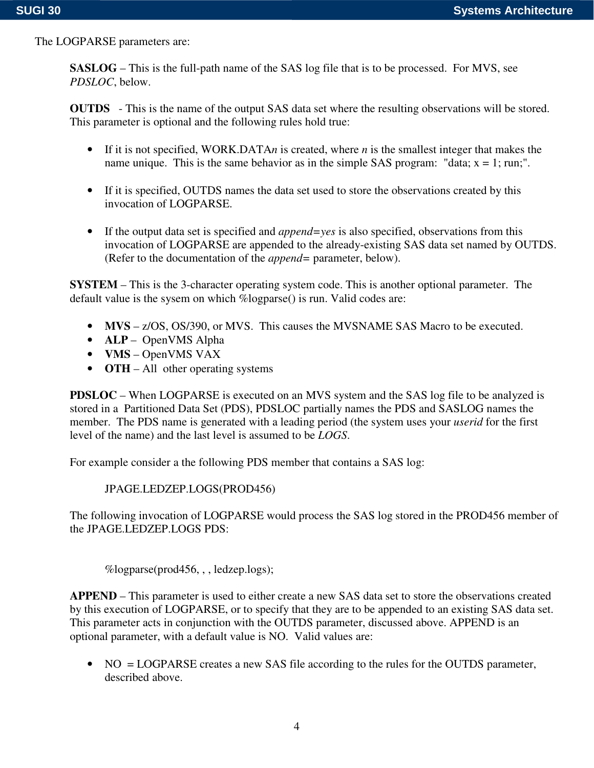The LOGPARSE parameters are:

**SASLOG** – This is the full-path name of the SAS log file that is to be processed. For MVS, see *PDSLOC*, below.

**OUTDS** - This is the name of the output SAS data set where the resulting observations will be stored. This parameter is optional and the following rules hold true:

- If it is not specified, WORK.DATA*n* is created, where *n* is the smallest integer that makes the name unique. This is the same behavior as in the simple SAS program: "data; x = 1; run;".

- If it is specified, OUTDS names the data set used to store the observations created by this invocation of LOGPARSE.

- If the output data set is specified and *append=yes* is also specified, observations from this invocation of LOGPARSE are appended to the already-existing SAS data set named by OUTDS. (Refer to the documentation of the *append=* parameter, below).

**SYSTEM** – This is the 3-character operating system code. This is another optional parameter. The default value is the sysem on which %logparse() is run. Valid codes are:

- **MVS** – z/OS, OS/390, or MVS. This causes the MVSNAME SAS Macro to be executed.
- **ALP** – OpenVMS Alpha
- **VMS** – OpenVMS VAX
- **OTH** – All other operating systems

**PDSLOC** – When LOGPARSE is executed on an MVS system and the SAS log file to be analyzed is stored in a Partitioned Data Set (PDS), PDSLOC partially names the PDS and SASLOG names the member. The PDS name is generated with a leading period (the system uses your *userid* for the first level of the name) and the last level is assumed to be *LOGS*.

For example consider a the following PDS member that contains a SAS log:

```
JPAGE.LEDZEP.LOGS(PROD456)
```

The following invocation of LOGPARSE would process the SAS log stored in the PROD456 member of the JPAGE.LEDZEP.LOGS PDS:

```
%logparse(prod456, , , ledzep.logs);
```

**APPEND** – This parameter is used to either create a new SAS data set to store the observations created by this execution of LOGPARSE, or to specify that they are to be appended to an existing SAS data set. This parameter acts in conjunction with the OUTDS parameter, discussed above. APPEND is an optional parameter, with a default value is NO. Valid values are:

- NO = LOGPARSE creates a new SAS file according to the rules for the OUTDS parameter, described above.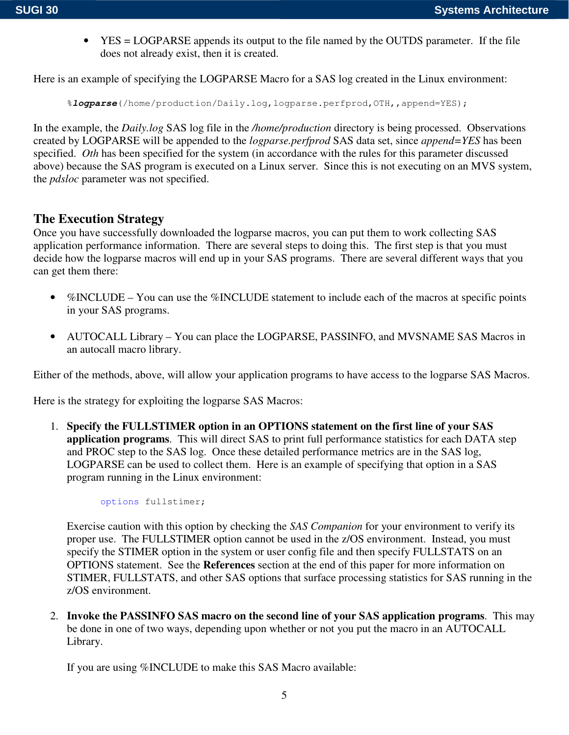- YES = LOGPARSE appends its output to the file named by the OUTDS parameter. If the file does not already exist, then it is created.

Here is an example of specifying the LOGPARSE Macro for a SAS log created in the Linux environment:

```
%logparse(/home/production/Daily.log,logparse.perfprod,OTH,,append=YES);
```

In the example, the *Daily.log* SAS log file in the */home/production* directory is being processed. Observations created by LOGPARSE will be appended to the *logparse.perfprod* SAS data set, since *append=YES* has been specified. *Oth* has been specified for the system (in accordance with the rules for this parameter discussed above) because the SAS program is executed on a Linux server. Since this is not executing on an MVS system, the *pdsloc* parameter was not specified.

## The Execution Strategy

Once you have successfully downloaded the logparse macros, you can put them to work collecting SAS application performance information. There are several steps to doing this. The first step is that you must decide how the logparse macros will end up in your SAS programs. There are several different ways that you can get them there:

- %INCLUDE – You can use the %INCLUDE statement to include each of the macros at specific points in your SAS programs.

- AUTOCALL Library – You can place the LOGPARSE, PASSINFO, and MVSNAME SAS Macros in an autocall macro library.

Either of the methods, above, will allow your application programs to have access to the logparse SAS Macros.

Here is the strategy for exploiting the logparse SAS Macros:

1. **Specify the FULLSTIMER option in an OPTIONS statement on the first line of your SAS application programs**. This will direct SAS to print full performance statistics for each DATA step and PROC step to the SAS log. Once these detailed performance metrics are in the SAS log, LOGPARSE can be used to collect them. Here is an example of specifying that option in a SAS program running in the Linux environment:

   ```
   options fullstimer;
   ```

   Exercise caution with this option by checking the *SAS Companion* for your environment to verify its proper use. The FULLSTIMER option cannot be used in the z/OS environment. Instead, you must specify the STIMER option in the system or user config file and then specify FULLSTATS on an OPTIONS statement. See the **References** section at the end of this paper for more information on STIMER, FULLSTATS, and other SAS options that surface processing statistics for SAS running in the z/OS environment.

2. **Invoke the PASSINFO SAS macro on the second line of your SAS application programs**. This may be done in one of two ways, depending upon whether or not you put the macro in an AUTOCALL Library.

   If you are using %INCLUDE to make this SAS Macro available: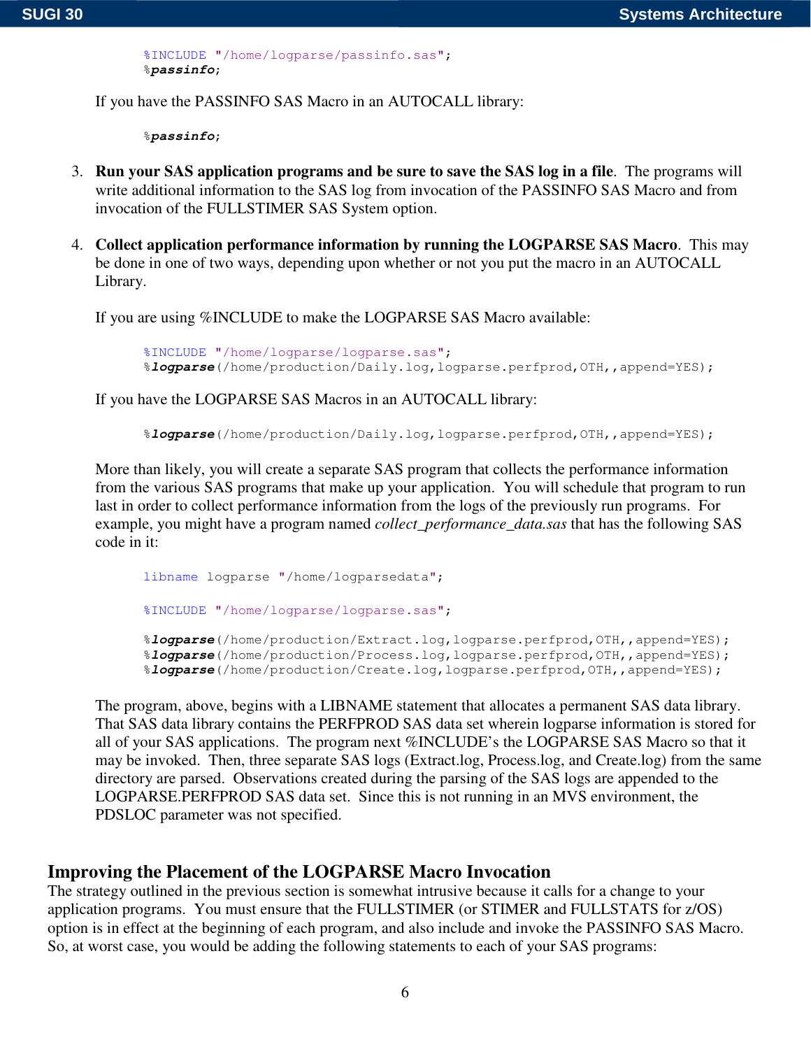```
%INCLUDE "/home/logparse/passinfo.sas";
%passinfo;
```

If you have the PASSINFO SAS Macro in an AUTOCALL library:

```
%passinfo;
```

3. **Run your SAS application programs and be sure to save the SAS log in a file**. The programs will write additional information to the SAS log from invocation of the PASSINFO SAS Macro and from invocation of the FULLSTIMER SAS System option.

4. **Collect application performance information by running the LOGPARSE SAS Macro**. This may be done in one of two ways, depending upon whether or not you put the macro in an AUTOCALL Library.

   If you are using %INCLUDE to make the LOGPARSE SAS Macro available:

   ```
   %INCLUDE "/home/logparse/logparse.sas";
   %logparse(/home/production/Daily.log,logparse.perfprod,OTH,,append=YES);
   ```

   If you have the LOGPARSE SAS Macros in an AUTOCALL library:

   ```
   %logparse(/home/production/Daily.log,logparse.perfprod,OTH,,append=YES);
   ```

   More than likely, you will create a separate SAS program that collects the performance information from the various SAS programs that make up your application. You will schedule that program to run last in order to collect performance information from the logs of the previously run programs. For example, you might have a program named *collect_performance_data.sas* that has the following SAS code in it:

   ```
   libname logparse "/home/logparsedata";

   %INCLUDE "/home/logparse/logparse.sas";

   %logparse(/home/production/Extract.log,logparse.perfprod,OTH,,append=YES);
   %logparse(/home/production/Process.log,logparse.perfprod,OTH,,append=YES);
   %logparse(/home/production/Create.log,logparse.perfprod,OTH,,append=YES);
   ```

   The program, above, begins with a LIBNAME statement that allocates a permanent SAS data library. That SAS data library contains the PERFPROD SAS data set wherein logparse information is stored for all of your SAS applications. The program next %INCLUDE's the LOGPARSE SAS Macro so that it may be invoked. Then, three separate SAS logs (Extract.log, Process.log, and Create.log) from the same directory are parsed. Observations created during the parsing of the SAS logs are appended to the LOGPARSE.PERFPROD SAS data set. Since this is not running in an MVS environment, the PDSLOC parameter was not specified.

## Improving the Placement of the LOGPARSE Macro Invocation

The strategy outlined in the previous section is somewhat intrusive because it calls for a change to your application programs. You must ensure that the FULLSTIMER (or STIMER and FULLSTATS for z/OS) option is in effect at the beginning of each program, and also include and invoke the PASSINFO SAS Macro. So, at worst case, you would be adding the following statements to each of your SAS programs: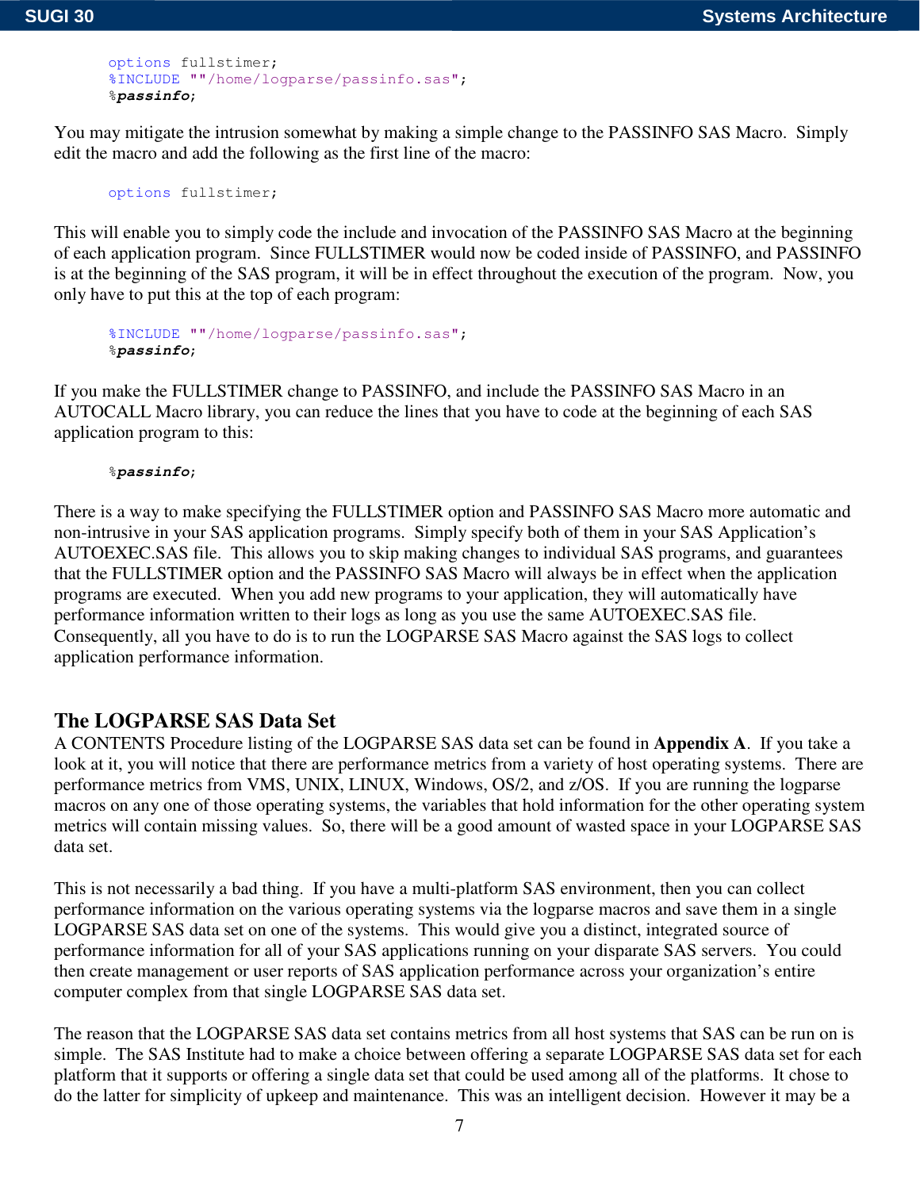```
options fullstimer;
%INCLUDE ""/home/logparse/passinfo.sas";
%passinfo;
```

You may mitigate the intrusion somewhat by making a simple change to the PASSINFO SAS Macro. Simply edit the macro and add the following as the first line of the macro:

```
options fullstimer;
```

This will enable you to simply code the include and invocation of the PASSINFO SAS Macro at the beginning of each application program. Since FULLSTIMER would now be coded inside of PASSINFO, and PASSINFO is at the beginning of the SAS program, it will be in effect throughout the execution of the program. Now, you only have to put this at the top of each program:

```
%INCLUDE ""/home/logparse/passinfo.sas";
%passinfo;
```

If you make the FULLSTIMER change to PASSINFO, and include the PASSINFO SAS Macro in an AUTOCALL Macro library, you can reduce the lines that you have to code at the beginning of each SAS application program to this:

```
%passinfo;
```

There is a way to make specifying the FULLSTIMER option and PASSINFO SAS Macro more automatic and non-intrusive in your SAS application programs. Simply specify both of them in your SAS Application's AUTOEXEC.SAS file. This allows you to skip making changes to individual SAS programs, and guarantees that the FULLSTIMER option and the PASSINFO SAS Macro will always be in effect when the application programs are executed. When you add new programs to your application, they will automatically have performance information written to their logs as long as you use the same AUTOEXEC.SAS file. Consequently, all you have to do is to run the LOGPARSE SAS Macro against the SAS logs to collect application performance information.

## The LOGPARSE SAS Data Set

A CONTENTS Procedure listing of the LOGPARSE SAS data set can be found in **Appendix A**. If you take a look at it, you will notice that there are performance metrics from a variety of host operating systems. There are performance metrics from VMS, UNIX, LINUX, Windows, OS/2, and z/OS. If you are running the logparse macros on any one of those operating systems, the variables that hold information for the other operating system metrics will contain missing values. So, there will be a good amount of wasted space in your LOGPARSE SAS data set.

This is not necessarily a bad thing. If you have a multi-platform SAS environment, then you can collect performance information on the various operating systems via the logparse macros and save them in a single LOGPARSE SAS data set on one of the systems. This would give you a distinct, integrated source of performance information for all of your SAS applications running on your disparate SAS servers. You could then create management or user reports of SAS application performance across your organization's entire computer complex from that single LOGPARSE SAS data set.

The reason that the LOGPARSE SAS data set contains metrics from all host systems that SAS can be run on is simple. The SAS Institute had to make a choice between offering a separate LOGPARSE SAS data set for each platform that it supports or offering a single data set that could be used among all of the platforms. It chose to do the latter for simplicity of upkeep and maintenance. This was an intelligent decision. However it may be a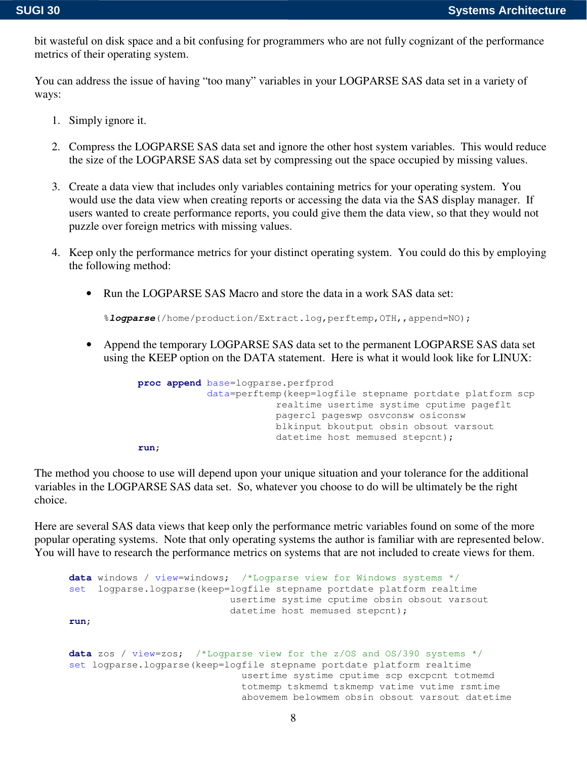bit wasteful on disk space and a bit confusing for programmers who are not fully cognizant of the performance metrics of their operating system.

You can address the issue of having "too many" variables in your LOGPARSE SAS data set in a variety of ways:

1. Simply ignore it.

2. Compress the LOGPARSE SAS data set and ignore the other host system variables. This would reduce the size of the LOGPARSE SAS data set by compressing out the space occupied by missing values.

3. Create a data view that includes only variables containing metrics for your operating system. You would use the data view when creating reports or accessing the data via the SAS display manager. If users wanted to create performance reports, you could give them the data view, so that they would not puzzle over foreign metrics with missing values.

4. Keep only the performance metrics for your distinct operating system. You could do this by employing the following method:

   - Run the LOGPARSE SAS Macro and store the data in a work SAS data set:

     ```
     %logparse(/home/production/Extract.log,perftemp,OTH,,append=NO);
     ```

   - Append the temporary LOGPARSE SAS data set to the permanent LOGPARSE SAS data set using the KEEP option on the DATA statement. Here is what it would look like for LINUX:

     ```
     proc append base=logparse.perfprod
                 data=perftemp(keep=logfile stepname portdate platform scp
                             realtime usertime systime cputime pageflt
                             pagercl pageswp osvconsw osiconsw
                             blkinput bkoutput obsin obsout varsout
                             datetime host memused stepcnt);
     run;
     ```

The method you choose to use will depend upon your unique situation and your tolerance for the additional variables in the LOGPARSE SAS data set. So, whatever you choose to do will be ultimately be the right choice.

Here are several SAS data views that keep only the performance metric variables found on some of the more popular operating systems. Note that only operating systems the author is familiar with are represented below. You will have to research the performance metrics on systems that are not included to create views for them.

```
data windows / view=windows;  /*Logparse view for Windows systems */
set  logparse.logparse(keep=logfile stepname portdate platform realtime
                            usertime systime cputime obsin obsout varsout
                            datetime host memused stepcnt);
run;


data zos / view=zos;  /*Logparse view for the z/OS and OS/390 systems */
set logparse.logparse(keep=logfile stepname portdate platform realtime
                            usertime systime cputime scp excpcnt totmemd
                            totmemp tskmemd tskmemp vatime vutime rsmtime
                            abovemem belowmem obsin obsout varsout datetime
```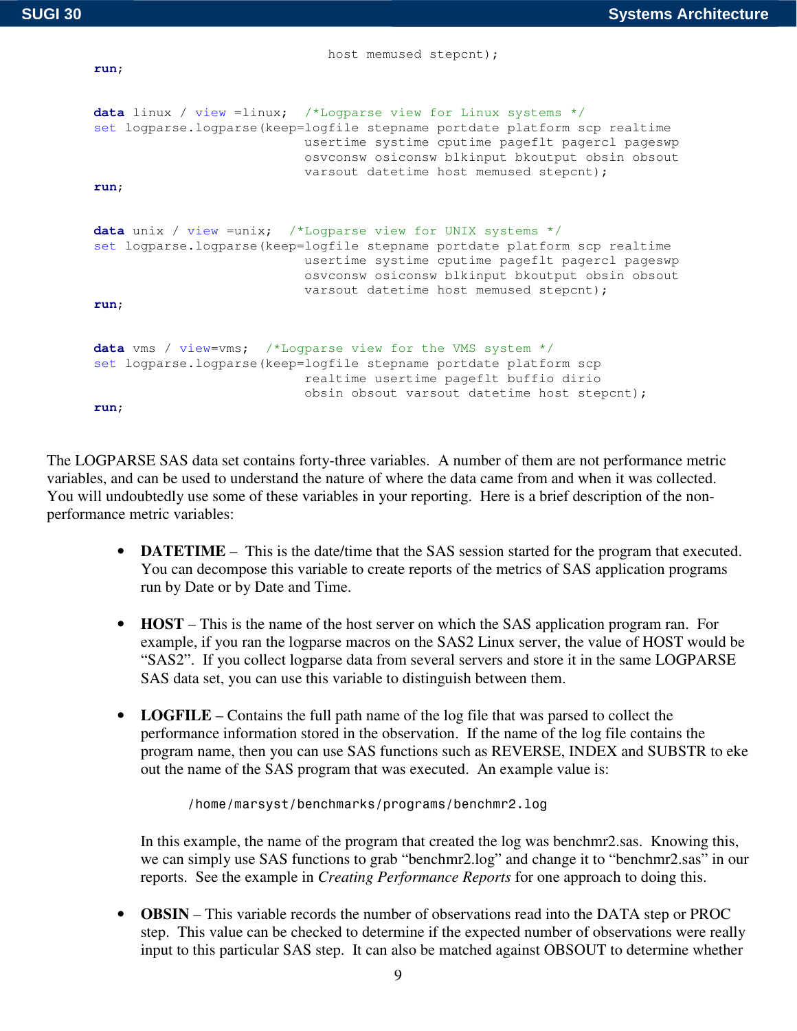```
                                    host memused stepcnt);
run;


data linux / view =linux;  /*Logparse view for Linux systems */
set logparse.logparse(keep=logfile stepname portdate platform scp realtime
                           usertime systime cputime pageflt pagercl pageswp
                           osvconsw osiconsw blkinput bkoutput obsin obsout
                           varsout datetime host memused stepcnt);
run;


data unix / view =unix;  /*Logparse view for UNIX systems */
set logparse.logparse(keep=logfile stepname portdate platform scp realtime
                           usertime systime cputime pageflt pagercl pageswp
                           osvconsw osiconsw blkinput bkoutput obsin obsout
                           varsout datetime host memused stepcnt);
run;


data vms / view=vms;  /*Logparse view for the VMS system */
set logparse.logparse(keep=logfile stepname portdate platform scp
                           realtime usertime pageflt buffio dirio
                           obsin obsout varsout datetime host stepcnt);
run;
```

The LOGPARSE SAS data set contains forty-three variables. A number of them are not performance metric variables, and can be used to understand the nature of where the data came from and when it was collected. You will undoubtedly use some of these variables in your reporting. Here is a brief description of the non-performance metric variables:

- **DATETIME** – This is the date/time that the SAS session started for the program that executed. You can decompose this variable to create reports of the metrics of SAS application programs run by Date or by Date and Time.

- **HOST** – This is the name of the host server on which the SAS application program ran. For example, if you ran the logparse macros on the SAS2 Linux server, the value of HOST would be "SAS2". If you collect logparse data from several servers and store it in the same LOGPARSE SAS data set, you can use this variable to distinguish between them.

- **LOGFILE** – Contains the full path name of the log file that was parsed to collect the performance information stored in the observation. If the name of the log file contains the program name, then you can use SAS functions such as REVERSE, INDEX and SUBSTR to eke out the name of the SAS program that was executed. An example value is:

  ```
  /home/marsyst/benchmarks/programs/benchmr2.log
  ```

  In this example, the name of the program that created the log was benchmr2.sas. Knowing this, we can simply use SAS functions to grab "benchmr2.log" and change it to "benchmr2.sas" in our reports. See the example in *Creating Performance Reports* for one approach to doing this.

- **OBSIN** – This variable records the number of observations read into the DATA step or PROC step. This value can be checked to determine if the expected number of observations were really input to this particular SAS step. It can also be matched against OBSOUT to determine whether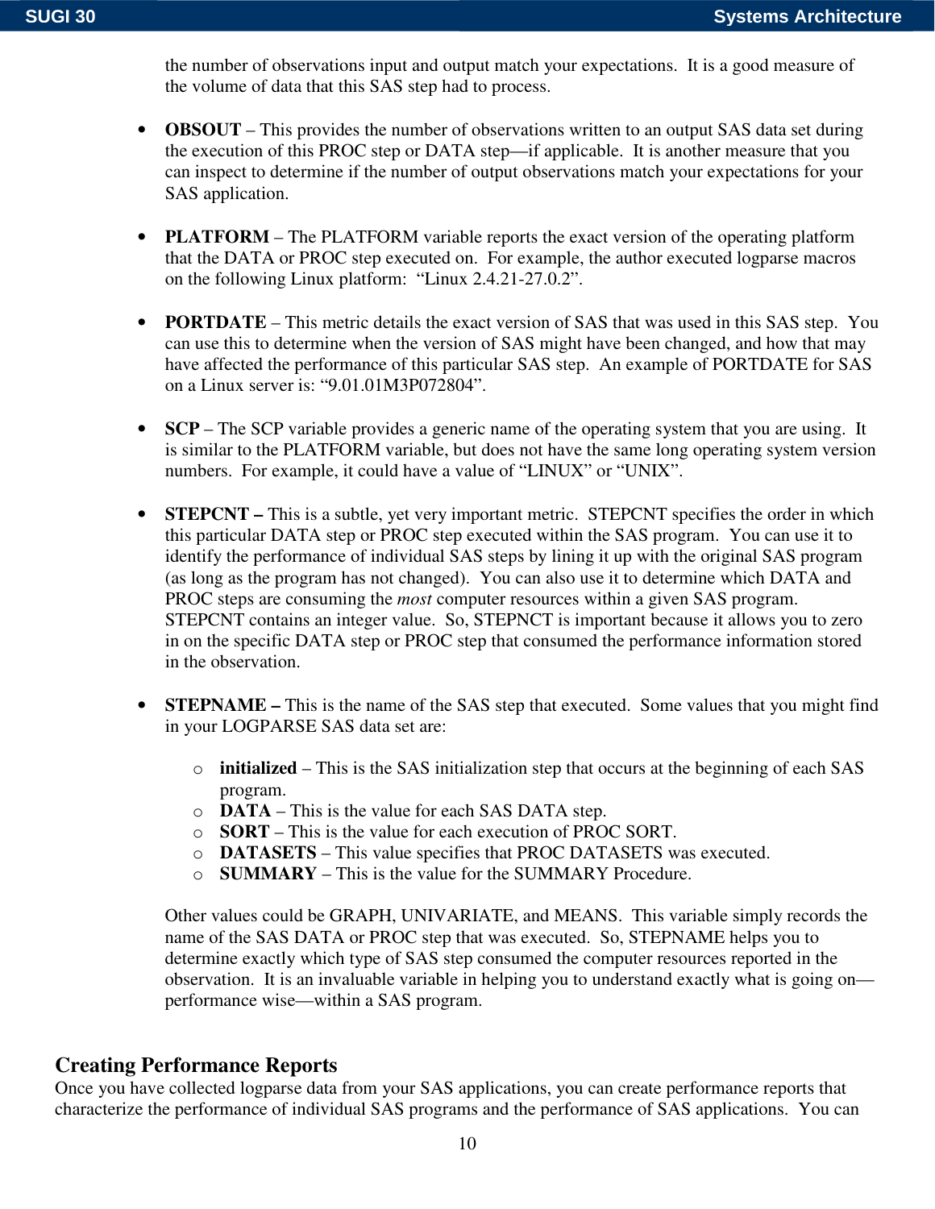the number of observations input and output match your expectations. It is a good measure of the volume of data that this SAS step had to process.

- **OBSOUT** – This provides the number of observations written to an output SAS data set during the execution of this PROC step or DATA step—if applicable. It is another measure that you can inspect to determine if the number of output observations match your expectations for your SAS application.

- **PLATFORM** – The PLATFORM variable reports the exact version of the operating platform that the DATA or PROC step executed on. For example, the author executed logparse macros on the following Linux platform: "Linux 2.4.21-27.0.2".

- **PORTDATE** – This metric details the exact version of SAS that was used in this SAS step. You can use this to determine when the version of SAS might have been changed, and how that may have affected the performance of this particular SAS step. An example of PORTDATE for SAS on a Linux server is: "9.01.01M3P072804".

- **SCP** – The SCP variable provides a generic name of the operating system that you are using. It is similar to the PLATFORM variable, but does not have the same long operating system version numbers. For example, it could have a value of "LINUX" or "UNIX".

- **STEPCNT –** This is a subtle, yet very important metric. STEPCNT specifies the order in which this particular DATA step or PROC step executed within the SAS program. You can use it to identify the performance of individual SAS steps by lining it up with the original SAS program (as long as the program has not changed). You can also use it to determine which DATA and PROC steps are consuming the *most* computer resources within a given SAS program. STEPCNT contains an integer value. So, STEPNCT is important because it allows you to zero in on the specific DATA step or PROC step that consumed the performance information stored in the observation.

- **STEPNAME –** This is the name of the SAS step that executed. Some values that you might find in your LOGPARSE SAS data set are:

  - **initialized** – This is the SAS initialization step that occurs at the beginning of each SAS program.
  - **DATA** – This is the value for each SAS DATA step.
  - **SORT** – This is the value for each execution of PROC SORT.
  - **DATASETS** – This value specifies that PROC DATASETS was executed.
  - **SUMMARY** – This is the value for the SUMMARY Procedure.

  Other values could be GRAPH, UNIVARIATE, and MEANS. This variable simply records the name of the SAS DATA or PROC step that was executed. So, STEPNAME helps you to determine exactly which type of SAS step consumed the computer resources reported in the observation. It is an invaluable variable in helping you to understand exactly what is going on—performance wise—within a SAS program.

## Creating Performance Reports

Once you have collected logparse data from your SAS applications, you can create performance reports that characterize the performance of individual SAS programs and the performance of SAS applications. You can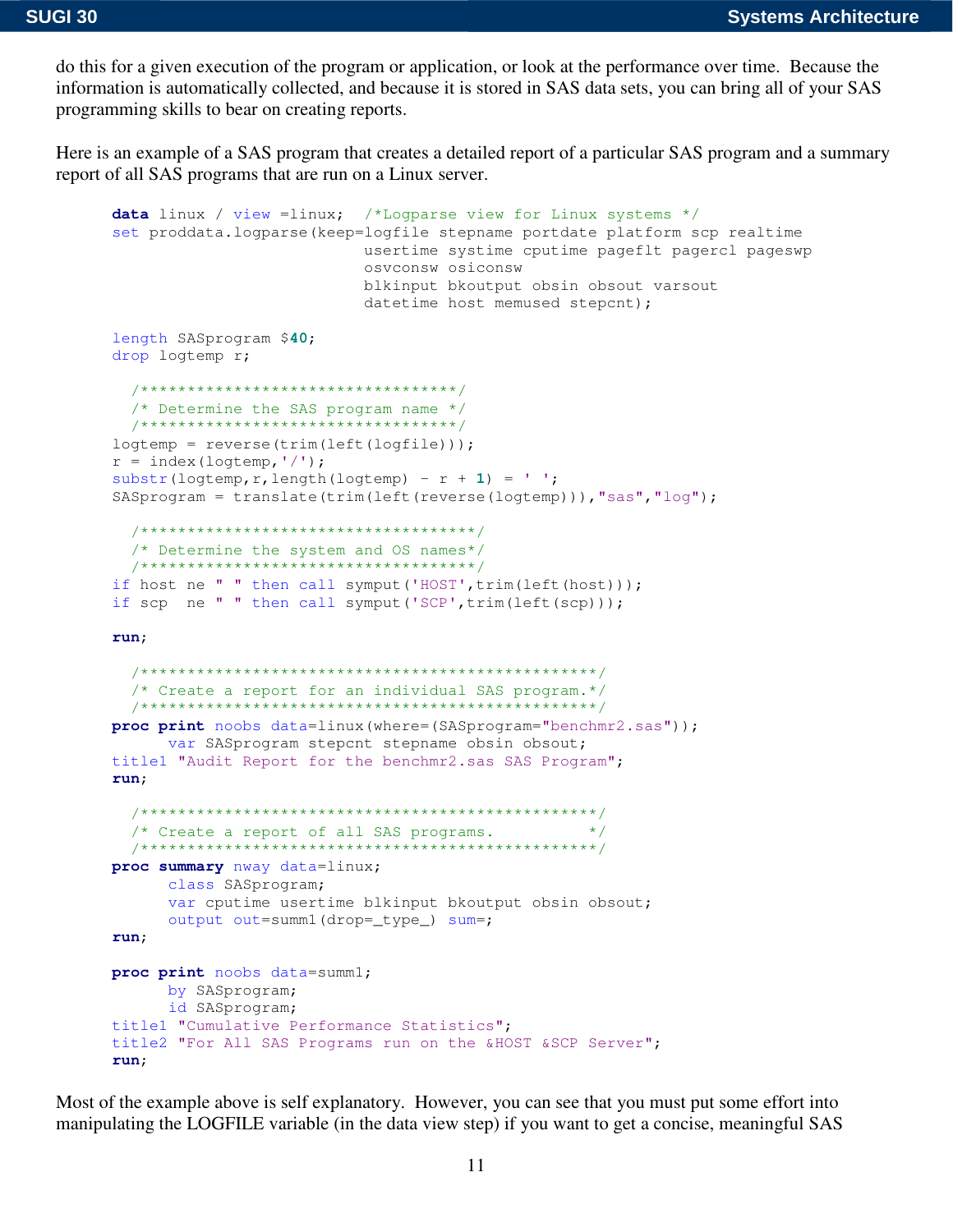do this for a given execution of the program or application, or look at the performance over time. Because the information is automatically collected, and because it is stored in SAS data sets, you can bring all of your SAS programming skills to bear on creating reports.

Here is an example of a SAS program that creates a detailed report of a particular SAS program and a summary report of all SAS programs that are run on a Linux server.

```
data linux / view =linux;  /*Logparse view for Linux systems */
set proddata.logparse(keep=logfile stepname portdate platform scp realtime
                           usertime systime cputime pageflt pagercl pageswp
                           osvconsw osiconsw
                           blkinput bkoutput obsin obsout varsout
                           datetime host memused stepcnt);

length SASprogram $40;
drop logtemp r;

  /**********************************/
  /* Determine the SAS program name */
  /**********************************/
logtemp = reverse(trim(left(logfile)));
r = index(logtemp,'/');
substr(logtemp,r,length(logtemp) - r + 1) = ' ';
SASprogram = translate(trim(left(reverse(logtemp))),"sas","log");

  /************************************/
  /* Determine the system and OS names*/
  /************************************/
if host ne " " then call symput('HOST',trim(left(host)));
if scp  ne " " then call symput('SCP',trim(left(scp)));

run;

  /**************************************************/
  /* Create a report for an individual SAS program.*/
  /**************************************************/
proc print noobs data=linux(where=(SASprogram="benchmr2.sas"));
      var SASprogram stepcnt stepname obsin obsout;
title1 "Audit Report for the benchmr2.sas SAS Program";
run;

  /**************************************************/
  /* Create a report of all SAS programs.           */
  /**************************************************/
proc summary nway data=linux;
      class SASprogram;
      var cputime usertime blkinput bkoutput obsin obsout;
      output out=summ1(drop=_type_) sum=;
run;

proc print noobs data=summ1;
      by SASprogram;
      id SASprogram;
title1 "Cumulative Performance Statistics";
title2 "For All SAS Programs run on the &HOST &SCP Server";
run;
```

Most of the example above is self explanatory. However, you can see that you must put some effort into manipulating the LOGFILE variable (in the data view step) if you want to get a concise, meaningful SAS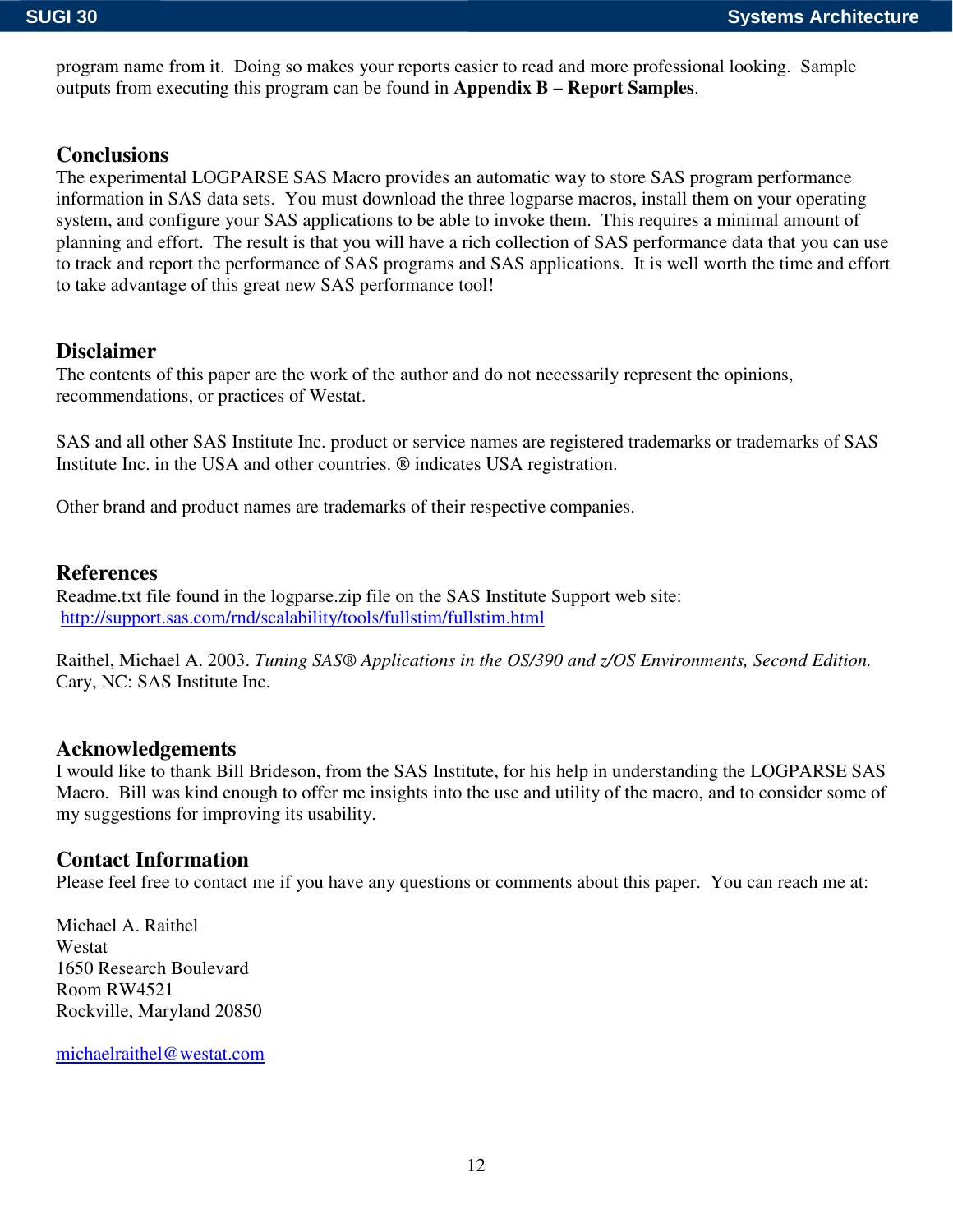program name from it. Doing so makes your reports easier to read and more professional looking. Sample outputs from executing this program can be found in **Appendix B – Report Samples**.

## Conclusions

The experimental LOGPARSE SAS Macro provides an automatic way to store SAS program performance information in SAS data sets. You must download the three logparse macros, install them on your operating system, and configure your SAS applications to be able to invoke them. This requires a minimal amount of planning and effort. The result is that you will have a rich collection of SAS performance data that you can use to track and report the performance of SAS programs and SAS applications. It is well worth the time and effort to take advantage of this great new SAS performance tool!

## Disclaimer

The contents of this paper are the work of the author and do not necessarily represent the opinions, recommendations, or practices of Westat.

SAS and all other SAS Institute Inc. product or service names are registered trademarks or trademarks of SAS Institute Inc. in the USA and other countries. ® indicates USA registration.

Other brand and product names are trademarks of their respective companies.

## References

Readme.txt file found in the logparse.zip file on the SAS Institute Support web site:
http://support.sas.com/rnd/scalability/tools/fullstim/fullstim.html

Raithel, Michael A. 2003. *Tuning SAS® Applications in the OS/390 and z/OS Environments, Second Edition.* Cary, NC: SAS Institute Inc.

## Acknowledgements

I would like to thank Bill Brideson, from the SAS Institute, for his help in understanding the LOGPARSE SAS Macro. Bill was kind enough to offer me insights into the use and utility of the macro, and to consider some of my suggestions for improving its usability.

## Contact Information

Please feel free to contact me if you have any questions or comments about this paper. You can reach me at:

Michael A. Raithel
Westat
1650 Research Boulevard
Room RW4521
Rockville, Maryland 20850

michaelraithel@westat.com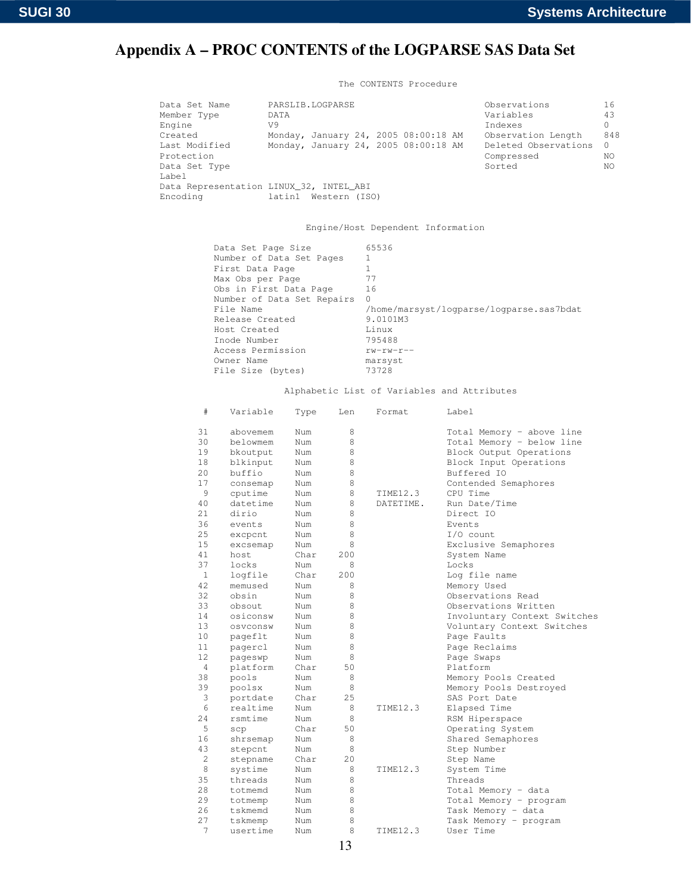# Appendix A – PROC CONTENTS of the LOGPARSE SAS Data Set

```
                                    The CONTENTS Procedure

Data Set Name        PARSLIB.LOGPARSE                            Observations          16
Member Type          DATA                                        Variables             43
Engine               V9                                          Indexes               0
Created              Monday, January 24, 2005 08:00:18 AM        Observation Length    848
Last Modified        Monday, January 24, 2005 08:00:18 AM        Deleted Observations  0
Protection                                                       Compressed            NO
Data Set Type                                                    Sorted                NO
Label
Data Representation LINUX_32, INTEL_ABI
Encoding             latin1  Western (ISO)


                              Engine/Host Dependent Information

            Data Set Page Size          65536
            Number of Data Set Pages    1
            First Data Page             1
            Max Obs per Page            77
            Obs in First Data Page      16
            Number of Data Set Repairs  0
            File Name                   /home/marsyst/logparse/logparse.sas7bdat
            Release Created             9.0101M3
            Host Created                Linux
            Inode Number                795488
            Access Permission           rw-rw-r--
            Owner Name                  marsyst
            File Size (bytes)           73728

                          Alphabetic List of Variables and Attributes

         #    Variable    Type    Len    Format       Label

        31    abovemem    Num       8                 Total Memory - above line
        30    belowmem    Num       8                 Total Memory - below line
        19    bkoutput    Num       8                 Block Output Operations
        18    blkinput    Num       8                 Block Input Operations
        20    buffio      Num       8                 Buffered IO
        17    consemap    Num       8                 Contended Semaphores
         9    cputime     Num       8    TIME12.3     CPU Time
        40    datetime    Num       8    DATETIME.    Run Date/Time
        21    dirio       Num       8                 Direct IO
        36    events      Num       8                 Events
        25    excpcnt     Num       8                 I/O count
        15    excsemap    Num       8                 Exclusive Semaphores
        41    host        Char    200                 System Name
        37    locks       Num       8                 Locks
         1    logfile     Char    200                 Log file name
        42    memused     Num       8                 Memory Used
        32    obsin       Num       8                 Observations Read
        33    obsout      Num       8                 Observations Written
        14    osiconsw    Num       8                 Involuntary Context Switches
        13    osvconsw    Num       8                 Voluntary Context Switches
        10    pageflt     Num       8                 Page Faults
        11    pagercl     Num       8                 Page Reclaims
        12    pageswp     Num       8                 Page Swaps
         4    platform    Char     50                 Platform
        38    pools       Num       8                 Memory Pools Created
        39    poolsx      Num       8                 Memory Pools Destroyed
         3    portdate    Char     25                 SAS Port Date
         6    realtime    Num       8    TIME12.3     Elapsed Time
        24    rsmtime     Num       8                 RSM Hiperspace
         5    scp         Char     50                 Operating System
        16    shrsemap    Num       8                 Shared Semaphores
        43    stepcnt     Num       8                 Step Number
         2    stepname    Char     20                 Step Name
         8    systime     Num       8    TIME12.3     System Time
        35    threads     Num       8                 Threads
        28    totmemd     Num       8                 Total Memory - data
        29    totmemp     Num       8                 Total Memory - program
        26    tskmemd     Num       8                 Task Memory - data
        27    tskmemp     Num       8                 Task Memory - program
         7    usertime    Num       8    TIME12.3     User Time
```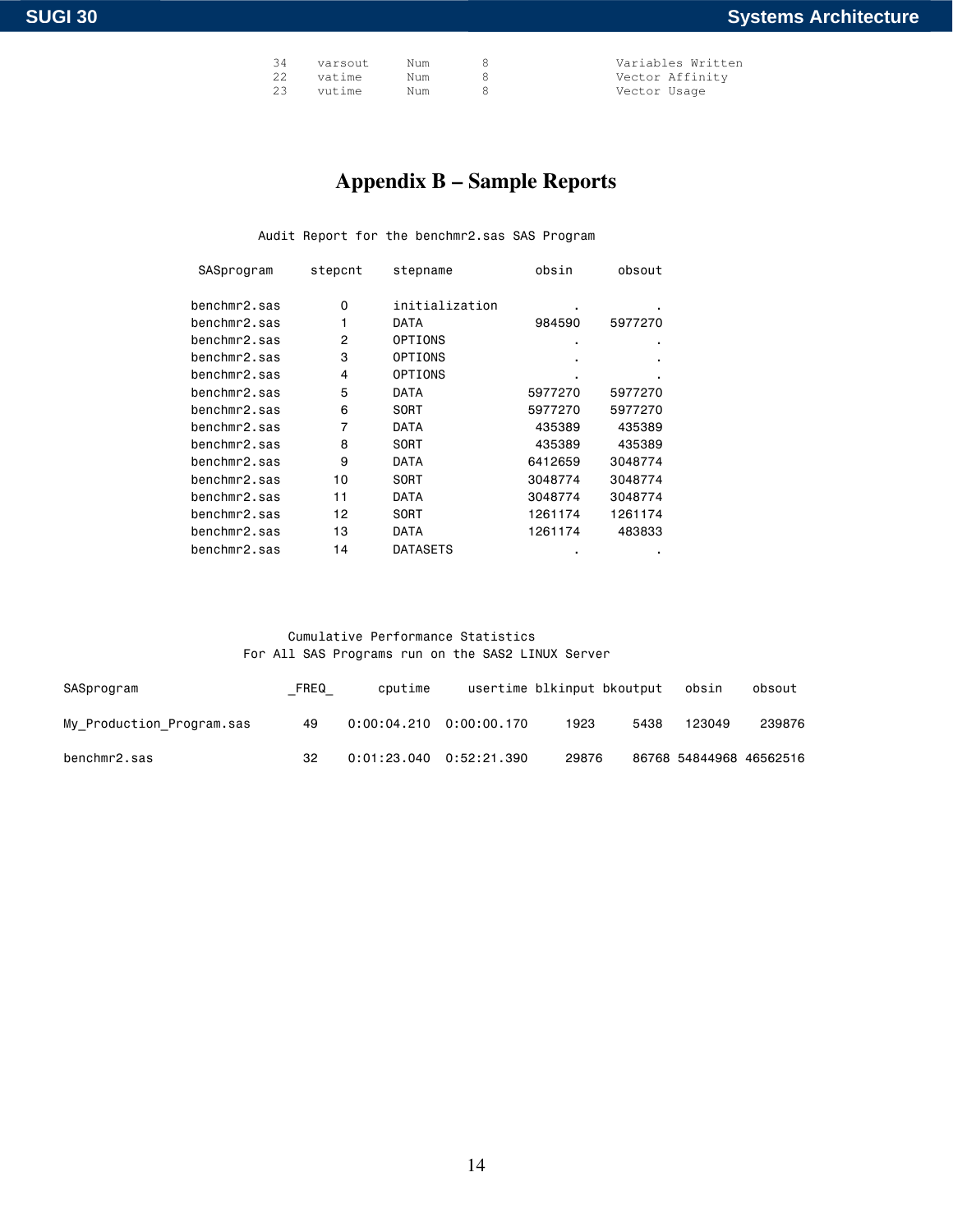| | | | | |
|---|---|---|---|---|
| 34 | varsout | Num | 8 | Variables Written |
| 22 | vatime | Num | 8 | Vector Affinity |
| 23 | vutime | Num | 8 | Vector Usage |

# Appendix B – Sample Reports

Audit Report for the benchmr2.sas SAS Program

| SASprogram | stepcnt | stepname | obsin | obsout |
|---|---|---|---|---|
| benchmr2.sas | 0 | initialization | . | . |
| benchmr2.sas | 1 | DATA | 984590 | 5977270 |
| benchmr2.sas | 2 | OPTIONS | . | . |
| benchmr2.sas | 3 | OPTIONS | . | . |
| benchmr2.sas | 4 | OPTIONS | . | . |
| benchmr2.sas | 5 | DATA | 5977270 | 5977270 |
| benchmr2.sas | 6 | SORT | 5977270 | 5977270 |
| benchmr2.sas | 7 | DATA | 435389 | 435389 |
| benchmr2.sas | 8 | SORT | 435389 | 435389 |
| benchmr2.sas | 9 | DATA | 6412659 | 3048774 |
| benchmr2.sas | 10 | SORT | 3048774 | 3048774 |
| benchmr2.sas | 11 | DATA | 3048774 | 3048774 |
| benchmr2.sas | 12 | SORT | 1261174 | 1261174 |
| benchmr2.sas | 13 | DATA | 1261174 | 483833 |
| benchmr2.sas | 14 | DATASETS | . | . |

Cumulative Performance Statistics
For All SAS Programs run on the SAS2 LINUX Server

| SASprogram | _FREQ_ | cputime | usertime | blkinput | bkoutput | obsin | obsout |
|---|---|---|---|---|---|---|---|
| My_Production_Program.sas | 49 | 0:00:04.210 | 0:00:00.170 | 1923 | 5438 | 123049 | 239876 |
| benchmr2.sas | 32 | 0:01:23.040 | 0:52:21.390 | 29876 | 86768 | 54844968 | 46562516 |